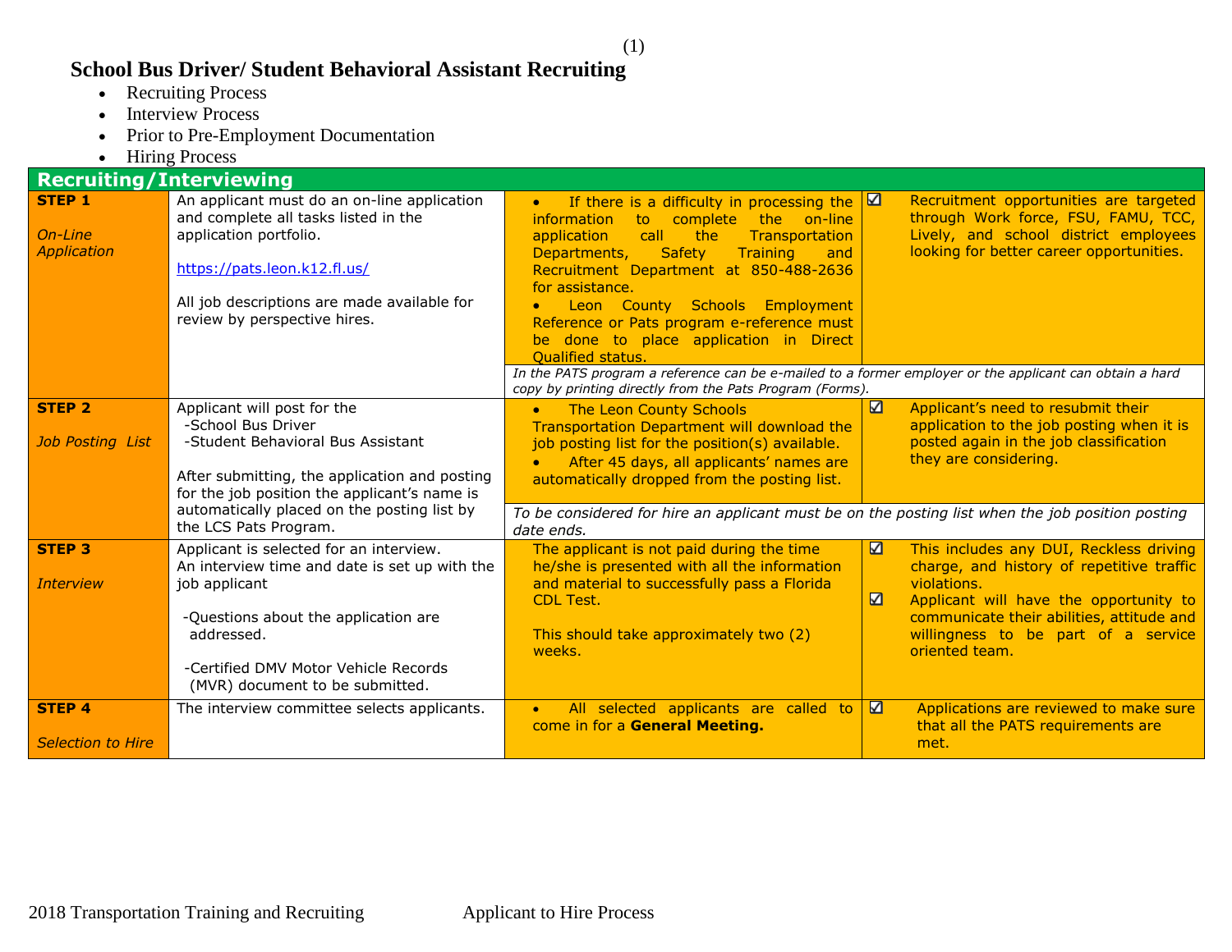# School Bus Driver/ Student Behavioral Assistant Recruiting

- Recruiting Process
- Interview Process
- Prior to Pre-Employment Documentation
- Hiring Process

| Recruiting/Interviewing | | | |
|---|---|---|---|
| **STEP 1**<br><br>*On-Line Application* | An applicant must do an on-line application and complete all tasks listed in the application portfolio.<br><br>https://pats.leon.k12.fl.us/<br><br>All job descriptions are made available for review by perspective hires. | • If there is a difficulty in processing the information to complete the on-line application call the Transportation Departments, Safety Training and Recruitment Department at 850-488-2636 for assistance.<br>• Leon County Schools Employment Reference or Pats program e-reference must be done to place application in Direct Qualified status.<br><br>*In the PATS program a reference can be e-mailed to a former employer or the applicant can obtain a hard copy by printing directly from the Pats Program (Forms).* | ☑ Recruitment opportunities are targeted through Work force, FSU, FAMU, TCC, Lively, and school district employees looking for better career opportunities. |
| **STEP 2**<br><br>*Job Posting List* | Applicant will post for the<br>-School Bus Driver<br>-Student Behavioral Bus Assistant<br><br>After submitting, the application and posting for the job position the applicant's name is automatically placed on the posting list by the LCS Pats Program. | • The Leon County Schools Transportation Department will download the job posting list for the position(s) available.<br>• After 45 days, all applicants' names are automatically dropped from the posting list.<br><br>*To be considered for hire an applicant must be on the posting list when the job position posting date ends.* | ☑ Applicant's need to resubmit their application to the job posting when it is posted again in the job classification they are considering. |
| **STEP 3**<br><br>*Interview* | Applicant is selected for an interview.<br>An interview time and date is set up with the job applicant<br><br>-Questions about the application are addressed.<br><br>-Certified DMV Motor Vehicle Records (MVR) document to be submitted. | The applicant is not paid during the time he/she is presented with all the information and material to successfully pass a Florida CDL Test.<br><br>This should take approximately two (2) weeks. | ☑ This includes any DUI, Reckless driving charge, and history of repetitive traffic violations.<br>☑ Applicant will have the opportunity to communicate their abilities, attitude and willingness to be part of a service oriented team. |
| **STEP 4**<br><br>*Selection to Hire* | The interview committee selects applicants. | • All selected applicants are called to come in for a **General Meeting.** | ☑ Applications are reviewed to make sure that all the PATS requirements are met. |

2018 Transportation Training and Recruiting — Applicant to Hire Process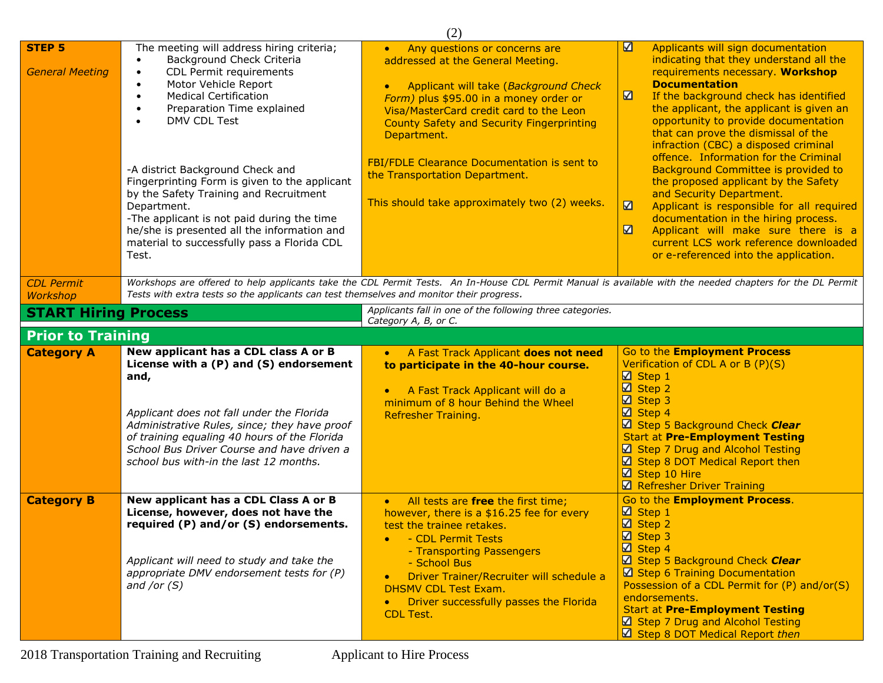| | | | |
|---|---|---|---|
| **STEP 5**<br><br>*General Meeting* | The meeting will address hiring criteria;<br>• Background Check Criteria<br>• CDL Permit requirements<br>• Motor Vehicle Report<br>• Medical Certification<br>• Preparation Time explained<br>• DMV CDL Test<br><br>-A district Background Check and Fingerprinting Form is given to the applicant by the Safety Training and Recruitment Department.<br>-The applicant is not paid during the time he/she is presented all the information and material to successfully pass a Florida CDL Test. | • Any questions or concerns are addressed at the General Meeting.<br><br>• Applicant will take (*Background Check Form)* plus $95.00 in a money order or Visa/MasterCard credit card to the Leon County Safety and Security Fingerprinting Department.<br><br>FBI/FDLE Clearance Documentation is sent to the Transportation Department.<br><br>This should take approximately two (2) weeks. | ☑ Applicants will sign documentation indicating that they understand all the requirements necessary. **Workshop Documentation**<br>☑ If the background check has identified the applicant, the applicant is given an opportunity to provide documentation that can prove the dismissal of the infraction (CBC) a disposed criminal offence. Information for the Criminal Background Committee is provided to the proposed applicant by the Safety and Security Department.<br>☑ Applicant is responsible for all required documentation in the hiring process.<br>☑ Applicant will make sure there is a current LCS work reference downloaded or e-referenced into the application. |
| *CDL Permit Workshop* | *Workshops are offered to help applicants take the CDL Permit Tests. An In-House CDL Permit Manual is available with the needed chapters for the DL Permit Tests with extra tests so the applicants can test themselves and monitor their progress.* | | |
| **START Hiring Process** | | *Applicants fall in one of the following three categories. Category A, B, or C.* | |
| **Prior to Training** | | | |
| **Category A** | **New applicant has a CDL class A or B License with a (P) and (S) endorsement and,**<br><br>*Applicant does not fall under the Florida Administrative Rules, since; they have proof of training equaling 40 hours of the Florida School Bus Driver Course and have driven a school bus with-in the last 12 months.* | • A Fast Track Applicant **does not need to participate in the 40-hour course.**<br><br>• A Fast Track Applicant will do a minimum of 8 hour Behind the Wheel Refresher Training. | Go to the **Employment Process**<br>Verification of CDL A or B (P)(S)<br>☑ Step 1<br>☑ Step 2<br>☑ Step 3<br>☑ Step 4<br>☑ Step 5 Background Check ***Clear***<br>Start at **Pre-Employment Testing**<br>☑ Step 7 Drug and Alcohol Testing<br>☑ Step 8 DOT Medical Report then<br>☑ Step 10 Hire<br>☑ Refresher Driver Training |
| **Category B** | **New applicant has a CDL Class A or B License, however, does not have the required (P) and/or (S) endorsements.**<br><br>*Applicant will need to study and take the appropriate DMV endorsement tests for (P) and /or (S)* | • All tests are **free** the first time; however, there is a $16.25 fee for every test the trainee retakes.<br>• - CDL Permit Tests<br>- Transporting Passengers<br>- School Bus<br>• Driver Trainer/Recruiter will schedule a DHSMV CDL Test Exam.<br>• Driver successfully passes the Florida CDL Test. | Go to the **Employment Process**.<br>☑ Step 1<br>☑ Step 2<br>☑ Step 3<br>☑ Step 4<br>☑ Step 5 Background Check ***Clear***<br>☑ Step 6 Training Documentation<br>Possession of a CDL Permit for (P) and/or(S) endorsements.<br>Start at **Pre-Employment Testing**<br>☑ Step 7 Drug and Alcohol Testing<br>☑ Step 8 DOT Medical Report *then* |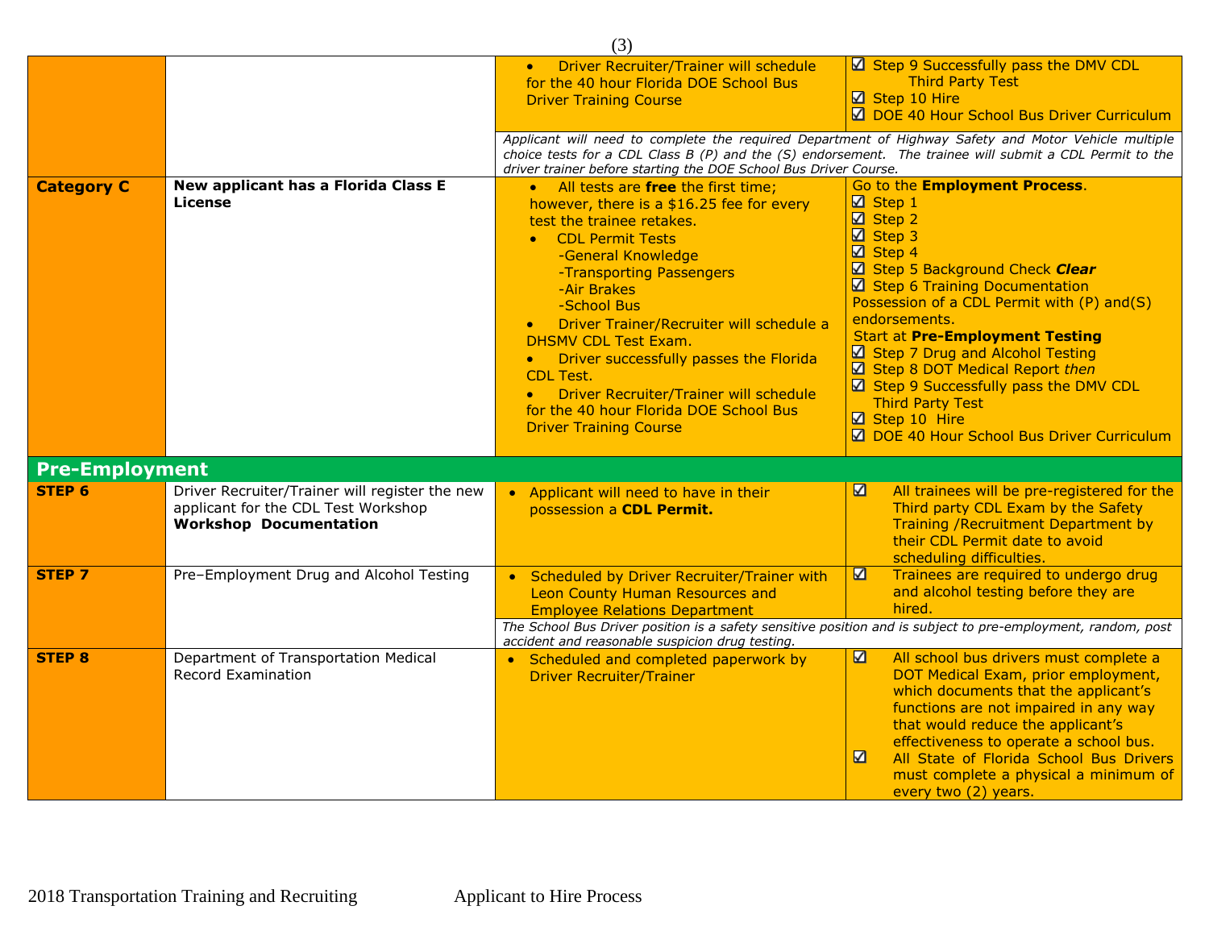| | | | |
|---|---|---|---|
| | | • Driver Recruiter/Trainer will schedule for the 40 hour Florida DOE School Bus Driver Training Course | ☑ Step 9 Successfully pass the DMV CDL Third Party Test<br>☑ Step 10 Hire<br>☑ DOE 40 Hour School Bus Driver Curriculum |
| | | *Applicant will need to complete the required Department of Highway Safety and Motor Vehicle multiple choice tests for a CDL Class B (P) and the (S) endorsement. The trainee will submit a CDL Permit to the driver trainer before starting the DOE School Bus Driver Course.* | |
| **Category C** | **New applicant has a Florida Class E License** | • All tests are **free** the first time; however, there is a $16.25 fee for every test the trainee retakes.<br>• CDL Permit Tests<br>-General Knowledge<br>-Transporting Passengers<br>-Air Brakes<br>-School Bus<br>• Driver Trainer/Recruiter will schedule a DHSMV CDL Test Exam.<br>• Driver successfully passes the Florida CDL Test.<br>• Driver Recruiter/Trainer will schedule for the 40 hour Florida DOE School Bus Driver Training Course | Go to the **Employment Process**.<br>☑ Step 1<br>☑ Step 2<br>☑ Step 3<br>☑ Step 4<br>☑ Step 5 Background Check ***Clear***<br>☑ Step 6 Training Documentation<br>Possession of a CDL Permit with (P) and(S) endorsements.<br>Start at **Pre-Employment Testing**<br>☑ Step 7 Drug and Alcohol Testing<br>☑ Step 8 DOT Medical Report *then*<br>☑ Step 9 Successfully pass the DMV CDL Third Party Test<br>☑ Step 10 Hire<br>☑ DOE 40 Hour School Bus Driver Curriculum |
| **Pre-Employment** | | | |
| **STEP 6** | Driver Recruiter/Trainer will register the new applicant for the CDL Test Workshop **Workshop Documentation** | • Applicant will need to have in their possession a **CDL Permit.** | ☑ All trainees will be pre-registered for the Third party CDL Exam by the Safety Training /Recruitment Department by their CDL Permit date to avoid scheduling difficulties. |
| **STEP 7** | Pre–Employment Drug and Alcohol Testing | • Scheduled by Driver Recruiter/Trainer with Leon County Human Resources and Employee Relations Department | ☑ Trainees are required to undergo drug and alcohol testing before they are hired. |
| | | *The School Bus Driver position is a safety sensitive position and is subject to pre-employment, random, post accident and reasonable suspicion drug testing.* | |
| **STEP 8** | Department of Transportation Medical Record Examination | • Scheduled and completed paperwork by Driver Recruiter/Trainer | ☑ All school bus drivers must complete a DOT Medical Exam, prior employment, which documents that the applicant's functions are not impaired in any way that would reduce the applicant's effectiveness to operate a school bus.<br>☑ All State of Florida School Bus Drivers must complete a physical a minimum of every two (2) years. |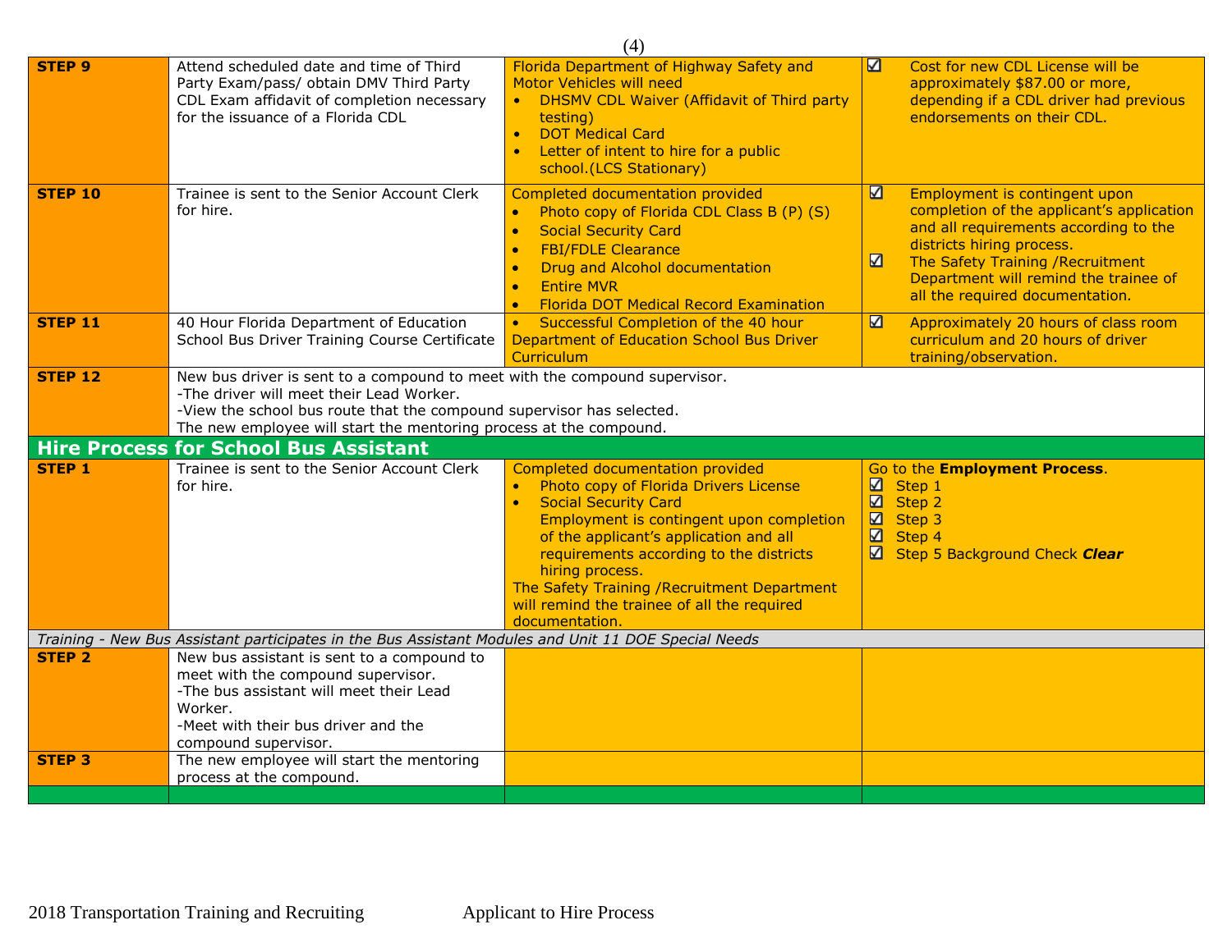| | | | |
|---|---|---|---|
| **STEP 9** | Attend scheduled date and time of Third Party Exam/pass/ obtain DMV Third Party CDL Exam affidavit of completion necessary for the issuance of a Florida CDL | Florida Department of Highway Safety and Motor Vehicles will need<br>• DHSMV CDL Waiver (Affidavit of Third party testing)<br>• DOT Medical Card<br>• Letter of intent to hire for a public school.(LCS Stationary) | ☑ Cost for new CDL License will be approximately $87.00 or more, depending if a CDL driver had previous endorsements on their CDL. |
| **STEP 10** | Trainee is sent to the Senior Account Clerk for hire. | Completed documentation provided<br>• Photo copy of Florida CDL Class B (P) (S)<br>• Social Security Card<br>• FBI/FDLE Clearance<br>• Drug and Alcohol documentation<br>• Entire MVR<br>• Florida DOT Medical Record Examination | ☑ Employment is contingent upon completion of the applicant's application and all requirements according to the districts hiring process.<br>☑ The Safety Training /Recruitment Department will remind the trainee of all the required documentation. |
| **STEP 11** | 40 Hour Florida Department of Education School Bus Driver Training Course Certificate | • Successful Completion of the 40 hour Department of Education School Bus Driver Curriculum | ☑ Approximately 20 hours of class room curriculum and 20 hours of driver training/observation. |
| **STEP 12** | New bus driver is sent to a compound to meet with the compound supervisor.<br>-The driver will meet their Lead Worker.<br>-View the school bus route that the compound supervisor has selected.<br>The new employee will start the mentoring process at the compound. | | |
| **Hire Process for School Bus Assistant** | | | |
| **STEP 1** | Trainee is sent to the Senior Account Clerk for hire. | Completed documentation provided<br>• Photo copy of Florida Drivers License<br>• Social Security Card<br>Employment is contingent upon completion of the applicant's application and all requirements according to the districts hiring process.<br>The Safety Training /Recruitment Department will remind the trainee of all the required documentation. | Go to the **Employment Process**.<br>☑ Step 1<br>☑ Step 2<br>☑ Step 3<br>☑ Step 4<br>☑ Step 5 Background Check ***Clear*** |
| *Training - New Bus Assistant participates in the Bus Assistant Modules and Unit 11 DOE Special Needs* | | | |
| **STEP 2** | New bus assistant is sent to a compound to meet with the compound supervisor.<br>-The bus assistant will meet their Lead Worker.<br>-Meet with their bus driver and the compound supervisor. | | |
| **STEP 3** | The new employee will start the mentoring process at the compound. | | |

2018 Transportation Training and Recruiting Applicant to Hire Process